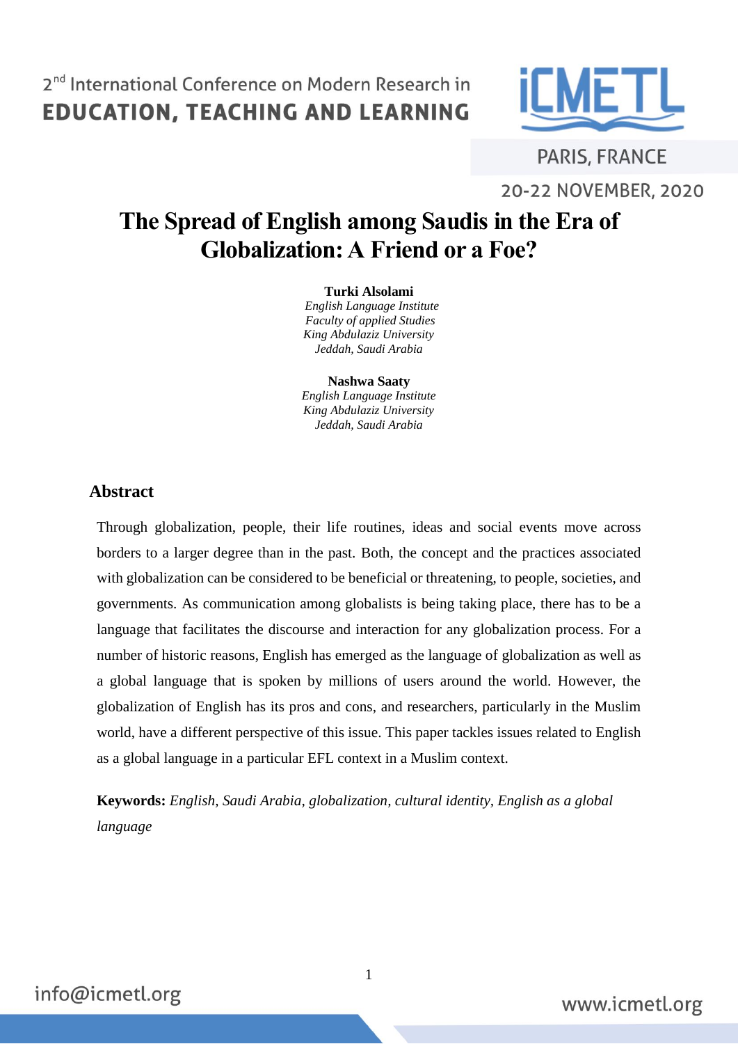# The Spread of English among Saudis in the Era of Globalization: A Friend or a Foe?

**Turki Alsolami**
*English Language Institute*
*Faculty of applied Studies*
*King Abdulaziz University*
*Jeddah, Saudi Arabia*

**Nashwa Saaty**
*English Language Institute*
*King Abdulaziz University*
*Jeddah, Saudi Arabia*

## Abstract

Through globalization, people, their life routines, ideas and social events move across borders to a larger degree than in the past. Both, the concept and the practices associated with globalization can be considered to be beneficial or threatening, to people, societies, and governments. As communication among globalists is being taking place, there has to be a language that facilitates the discourse and interaction for any globalization process. For a number of historic reasons, English has emerged as the language of globalization as well as a global language that is spoken by millions of users around the world. However, the globalization of English has its pros and cons, and researchers, particularly in the Muslim world, have a different perspective of this issue. This paper tackles issues related to English as a global language in a particular EFL context in a Muslim context.

**Keywords:** *English, Saudi Arabia, globalization, cultural identity, English as a global language*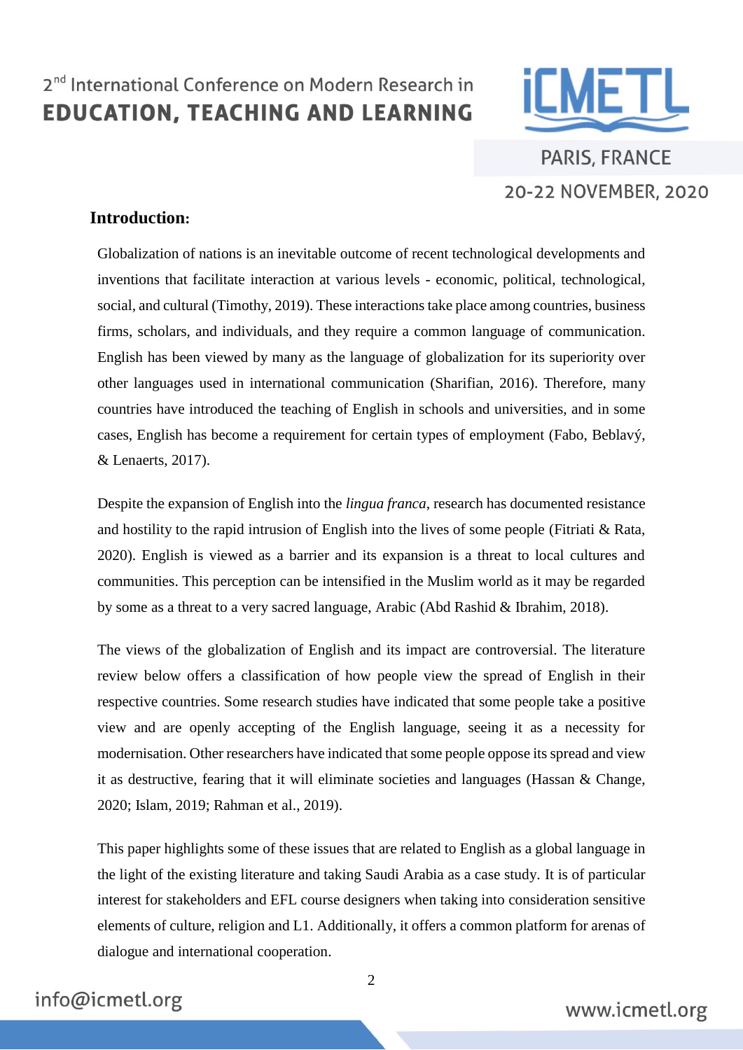## Introduction:

Globalization of nations is an inevitable outcome of recent technological developments and inventions that facilitate interaction at various levels - economic, political, technological, social, and cultural (Timothy, 2019). These interactions take place among countries, business firms, scholars, and individuals, and they require a common language of communication. English has been viewed by many as the language of globalization for its superiority over other languages used in international communication (Sharifian, 2016). Therefore, many countries have introduced the teaching of English in schools and universities, and in some cases, English has become a requirement for certain types of employment (Fabo, Beblavý, & Lenaerts, 2017).

Despite the expansion of English into the *lingua franca*, research has documented resistance and hostility to the rapid intrusion of English into the lives of some people (Fitriati & Rata, 2020). English is viewed as a barrier and its expansion is a threat to local cultures and communities. This perception can be intensified in the Muslim world as it may be regarded by some as a threat to a very sacred language, Arabic (Abd Rashid & Ibrahim, 2018).

The views of the globalization of English and its impact are controversial. The literature review below offers a classification of how people view the spread of English in their respective countries. Some research studies have indicated that some people take a positive view and are openly accepting of the English language, seeing it as a necessity for modernisation. Other researchers have indicated that some people oppose its spread and view it as destructive, fearing that it will eliminate societies and languages (Hassan & Change, 2020; Islam, 2019; Rahman et al., 2019).

This paper highlights some of these issues that are related to English as a global language in the light of the existing literature and taking Saudi Arabia as a case study. It is of particular interest for stakeholders and EFL course designers when taking into consideration sensitive elements of culture, religion and L1. Additionally, it offers a common platform for arenas of dialogue and international cooperation.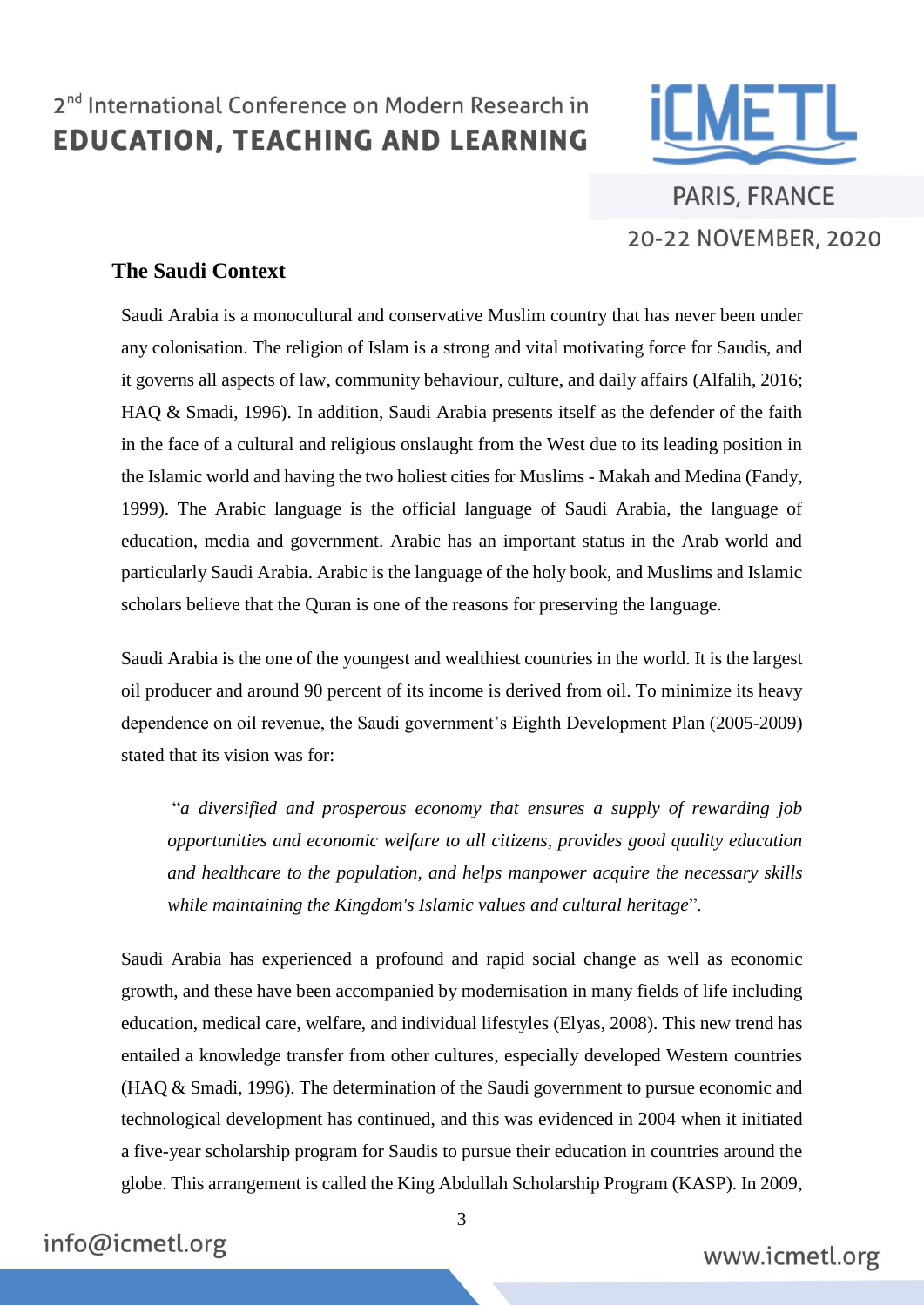## The Saudi Context

Saudi Arabia is a monocultural and conservative Muslim country that has never been under any colonisation. The religion of Islam is a strong and vital motivating force for Saudis, and it governs all aspects of law, community behaviour, culture, and daily affairs (Alfalih, 2016; HAQ & Smadi, 1996). In addition, Saudi Arabia presents itself as the defender of the faith in the face of a cultural and religious onslaught from the West due to its leading position in the Islamic world and having the two holiest cities for Muslims - Makah and Medina (Fandy, 1999). The Arabic language is the official language of Saudi Arabia, the language of education, media and government. Arabic has an important status in the Arab world and particularly Saudi Arabia. Arabic is the language of the holy book, and Muslims and Islamic scholars believe that the Quran is one of the reasons for preserving the language.

Saudi Arabia is the one of the youngest and wealthiest countries in the world. It is the largest oil producer and around 90 percent of its income is derived from oil. To minimize its heavy dependence on oil revenue, the Saudi government's Eighth Development Plan (2005-2009) stated that its vision was for:

> "*a diversified and prosperous economy that ensures a supply of rewarding job opportunities and economic welfare to all citizens, provides good quality education and healthcare to the population, and helps manpower acquire the necessary skills while maintaining the Kingdom's Islamic values and cultural heritage*".

Saudi Arabia has experienced a profound and rapid social change as well as economic growth, and these have been accompanied by modernisation in many fields of life including education, medical care, welfare, and individual lifestyles (Elyas, 2008). This new trend has entailed a knowledge transfer from other cultures, especially developed Western countries (HAQ & Smadi, 1996). The determination of the Saudi government to pursue economic and technological development has continued, and this was evidenced in 2004 when it initiated a five-year scholarship program for Saudis to pursue their education in countries around the globe. This arrangement is called the King Abdullah Scholarship Program (KASP). In 2009,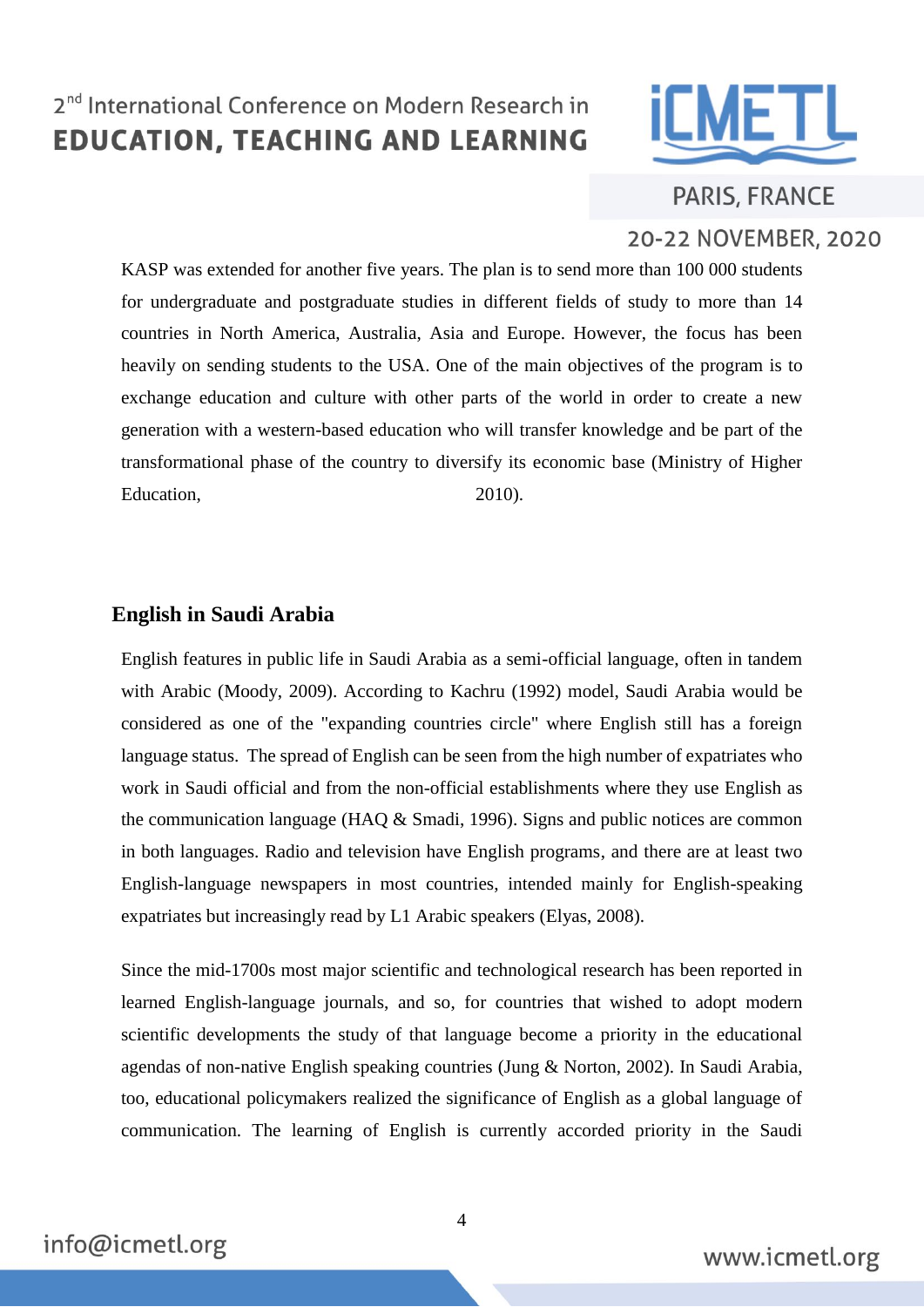KASP was extended for another five years. The plan is to send more than 100 000 students for undergraduate and postgraduate studies in different fields of study to more than 14 countries in North America, Australia, Asia and Europe. However, the focus has been heavily on sending students to the USA. One of the main objectives of the program is to exchange education and culture with other parts of the world in order to create a new generation with a western-based education who will transfer knowledge and be part of the transformational phase of the country to diversify its economic base (Ministry of Higher Education, 2010).

## English in Saudi Arabia

English features in public life in Saudi Arabia as a semi-official language, often in tandem with Arabic (Moody, 2009). According to Kachru (1992) model, Saudi Arabia would be considered as one of the "expanding countries circle" where English still has a foreign language status. The spread of English can be seen from the high number of expatriates who work in Saudi official and from the non-official establishments where they use English as the communication language (HAQ & Smadi, 1996). Signs and public notices are common in both languages. Radio and television have English programs, and there are at least two English-language newspapers in most countries, intended mainly for English-speaking expatriates but increasingly read by L1 Arabic speakers (Elyas, 2008).

Since the mid-1700s most major scientific and technological research has been reported in learned English-language journals, and so, for countries that wished to adopt modern scientific developments the study of that language become a priority in the educational agendas of non-native English speaking countries (Jung & Norton, 2002). In Saudi Arabia, too, educational policymakers realized the significance of English as a global language of communication. The learning of English is currently accorded priority in the Saudi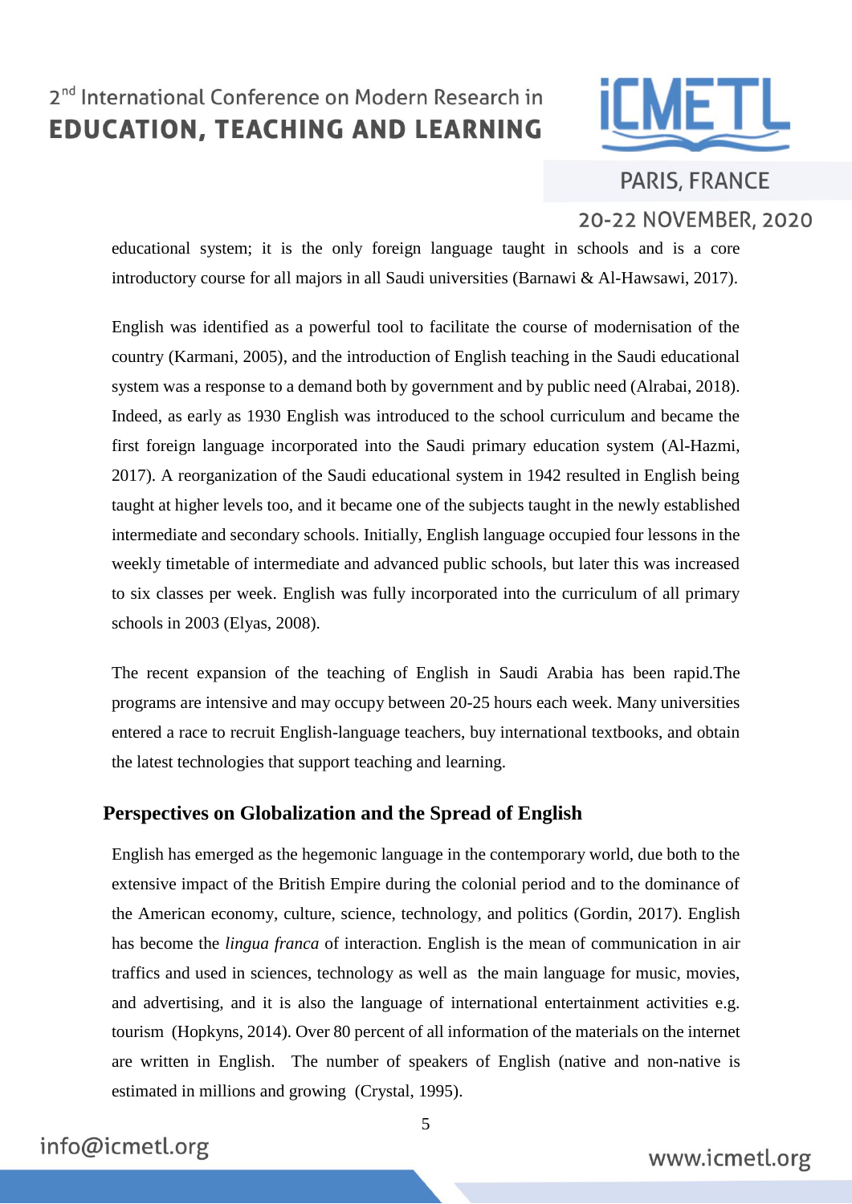educational system; it is the only foreign language taught in schools and is a core introductory course for all majors in all Saudi universities (Barnawi & Al-Hawsawi, 2017).

English was identified as a powerful tool to facilitate the course of modernisation of the country (Karmani, 2005), and the introduction of English teaching in the Saudi educational system was a response to a demand both by government and by public need (Alrabai, 2018). Indeed, as early as 1930 English was introduced to the school curriculum and became the first foreign language incorporated into the Saudi primary education system (Al-Hazmi, 2017). A reorganization of the Saudi educational system in 1942 resulted in English being taught at higher levels too, and it became one of the subjects taught in the newly established intermediate and secondary schools. Initially, English language occupied four lessons in the weekly timetable of intermediate and advanced public schools, but later this was increased to six classes per week. English was fully incorporated into the curriculum of all primary schools in 2003 (Elyas, 2008).

The recent expansion of the teaching of English in Saudi Arabia has been rapid.The programs are intensive and may occupy between 20-25 hours each week. Many universities entered a race to recruit English-language teachers, buy international textbooks, and obtain the latest technologies that support teaching and learning.

## Perspectives on Globalization and the Spread of English

English has emerged as the hegemonic language in the contemporary world, due both to the extensive impact of the British Empire during the colonial period and to the dominance of the American economy, culture, science, technology, and politics (Gordin, 2017). English has become the *lingua franca* of interaction. English is the mean of communication in air traffics and used in sciences, technology as well as the main language for music, movies, and advertising, and it is also the language of international entertainment activities e.g. tourism (Hopkyns, 2014). Over 80 percent of all information of the materials on the internet are written in English. The number of speakers of English (native and non-native is estimated in millions and growing (Crystal, 1995).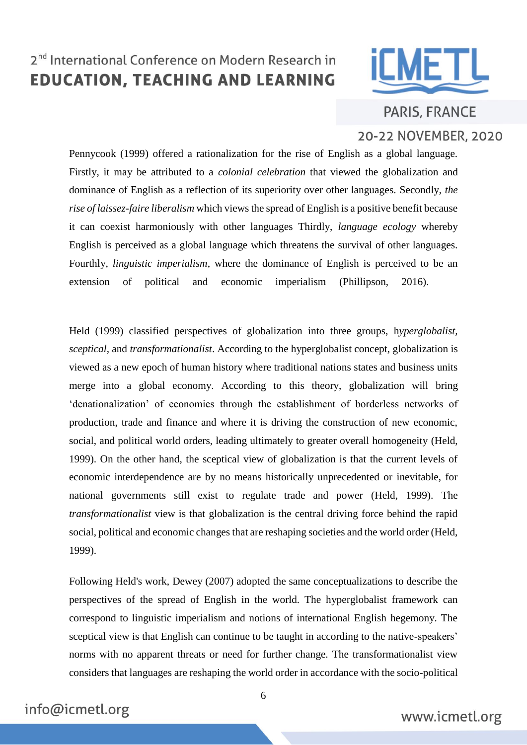Pennycook (1999) offered a rationalization for the rise of English as a global language. Firstly, it may be attributed to a *colonial celebration* that viewed the globalization and dominance of English as a reflection of its superiority over other languages. Secondly, *the rise of laissez-faire liberalism* which views the spread of English is a positive benefit because it can coexist harmoniously with other languages Thirdly, *language ecology* whereby English is perceived as a global language which threatens the survival of other languages. Fourthly, *linguistic imperialism*, where the dominance of English is perceived to be an extension of political and economic imperialism (Phillipson, 2016).

Held (1999) classified perspectives of globalization into three groups, h*yperglobalist*, *sceptical*, and *transformationalist*. According to the hyperglobalist concept, globalization is viewed as a new epoch of human history where traditional nations states and business units merge into a global economy. According to this theory, globalization will bring 'denationalization' of economies through the establishment of borderless networks of production, trade and finance and where it is driving the construction of new economic, social, and political world orders, leading ultimately to greater overall homogeneity (Held, 1999). On the other hand, the sceptical view of globalization is that the current levels of economic interdependence are by no means historically unprecedented or inevitable, for national governments still exist to regulate trade and power (Held, 1999). The *transformationalist* view is that globalization is the central driving force behind the rapid social, political and economic changes that are reshaping societies and the world order (Held, 1999).

Following Held's work, Dewey (2007) adopted the same conceptualizations to describe the perspectives of the spread of English in the world. The hyperglobalist framework can correspond to linguistic imperialism and notions of international English hegemony. The sceptical view is that English can continue to be taught in according to the native-speakers' norms with no apparent threats or need for further change. The transformationalist view considers that languages are reshaping the world order in accordance with the socio-political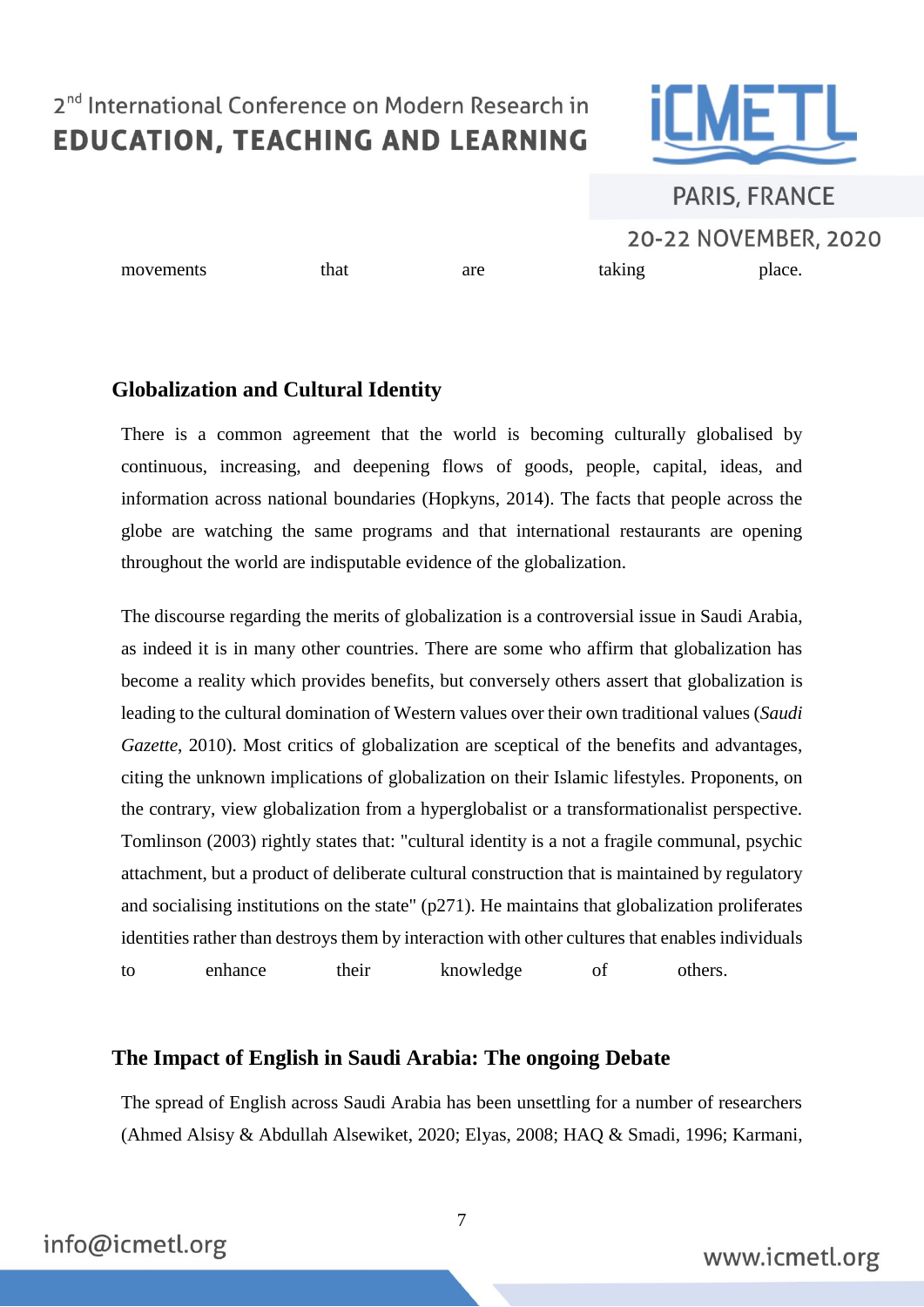movements that are taking place.

## Globalization and Cultural Identity

There is a common agreement that the world is becoming culturally globalised by continuous, increasing, and deepening flows of goods, people, capital, ideas, and information across national boundaries (Hopkyns, 2014). The facts that people across the globe are watching the same programs and that international restaurants are opening throughout the world are indisputable evidence of the globalization.

The discourse regarding the merits of globalization is a controversial issue in Saudi Arabia, as indeed it is in many other countries. There are some who affirm that globalization has become a reality which provides benefits, but conversely others assert that globalization is leading to the cultural domination of Western values over their own traditional values (*Saudi Gazette*, 2010). Most critics of globalization are sceptical of the benefits and advantages, citing the unknown implications of globalization on their Islamic lifestyles. Proponents, on the contrary, view globalization from a hyperglobalist or a transformationalist perspective. Tomlinson (2003) rightly states that: "cultural identity is a not a fragile communal, psychic attachment, but a product of deliberate cultural construction that is maintained by regulatory and socialising institutions on the state" (p271). He maintains that globalization proliferates identities rather than destroys them by interaction with other cultures that enables individuals to enhance their knowledge of others.

## The Impact of English in Saudi Arabia: The ongoing Debate

The spread of English across Saudi Arabia has been unsettling for a number of researchers (Ahmed Alsisy & Abdullah Alsewiket, 2020; Elyas, 2008; HAQ & Smadi, 1996; Karmani,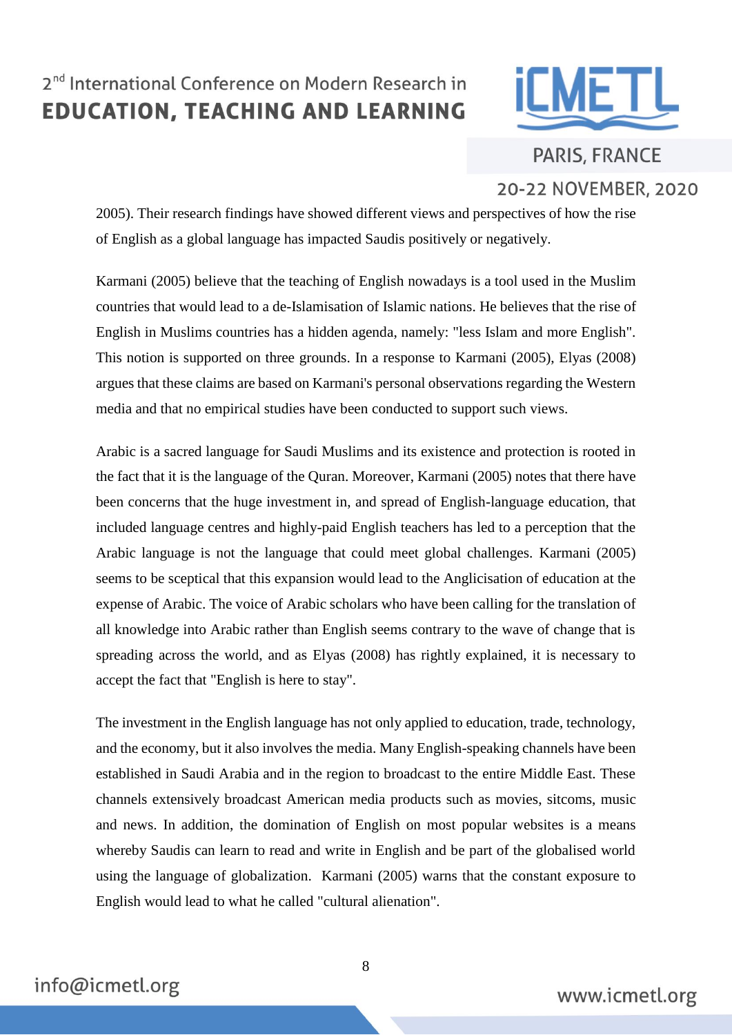2005). Their research findings have showed different views and perspectives of how the rise of English as a global language has impacted Saudis positively or negatively.

Karmani (2005) believe that the teaching of English nowadays is a tool used in the Muslim countries that would lead to a de-Islamisation of Islamic nations. He believes that the rise of English in Muslims countries has a hidden agenda, namely: "less Islam and more English". This notion is supported on three grounds. In a response to Karmani (2005), Elyas (2008) argues that these claims are based on Karmani's personal observations regarding the Western media and that no empirical studies have been conducted to support such views.

Arabic is a sacred language for Saudi Muslims and its existence and protection is rooted in the fact that it is the language of the Quran. Moreover, Karmani (2005) notes that there have been concerns that the huge investment in, and spread of English-language education, that included language centres and highly-paid English teachers has led to a perception that the Arabic language is not the language that could meet global challenges. Karmani (2005) seems to be sceptical that this expansion would lead to the Anglicisation of education at the expense of Arabic. The voice of Arabic scholars who have been calling for the translation of all knowledge into Arabic rather than English seems contrary to the wave of change that is spreading across the world, and as Elyas (2008) has rightly explained, it is necessary to accept the fact that "English is here to stay".

The investment in the English language has not only applied to education, trade, technology, and the economy, but it also involves the media. Many English-speaking channels have been established in Saudi Arabia and in the region to broadcast to the entire Middle East. These channels extensively broadcast American media products such as movies, sitcoms, music and news. In addition, the domination of English on most popular websites is a means whereby Saudis can learn to read and write in English and be part of the globalised world using the language of globalization. Karmani (2005) warns that the constant exposure to English would lead to what he called "cultural alienation".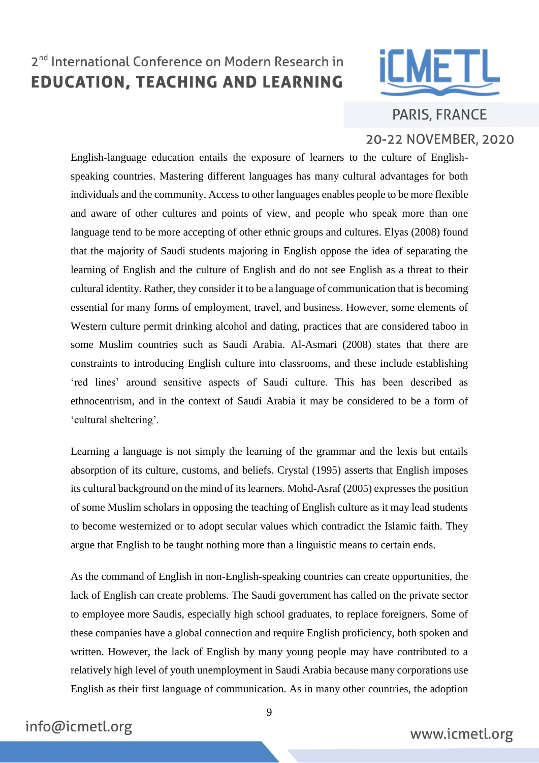English-language education entails the exposure of learners to the culture of English-speaking countries. Mastering different languages has many cultural advantages for both individuals and the community. Access to other languages enables people to be more flexible and aware of other cultures and points of view, and people who speak more than one language tend to be more accepting of other ethnic groups and cultures. Elyas (2008) found that the majority of Saudi students majoring in English oppose the idea of separating the learning of English and the culture of English and do not see English as a threat to their cultural identity. Rather, they consider it to be a language of communication that is becoming essential for many forms of employment, travel, and business. However, some elements of Western culture permit drinking alcohol and dating, practices that are considered taboo in some Muslim countries such as Saudi Arabia. Al-Asmari (2008) states that there are constraints to introducing English culture into classrooms, and these include establishing 'red lines' around sensitive aspects of Saudi culture. This has been described as ethnocentrism, and in the context of Saudi Arabia it may be considered to be a form of 'cultural sheltering'.

Learning a language is not simply the learning of the grammar and the lexis but entails absorption of its culture, customs, and beliefs. Crystal (1995) asserts that English imposes its cultural background on the mind of its learners. Mohd-Asraf (2005) expresses the position of some Muslim scholars in opposing the teaching of English culture as it may lead students to become westernized or to adopt secular values which contradict the Islamic faith. They argue that English to be taught nothing more than a linguistic means to certain ends.

As the command of English in non-English-speaking countries can create opportunities, the lack of English can create problems. The Saudi government has called on the private sector to employee more Saudis, especially high school graduates, to replace foreigners. Some of these companies have a global connection and require English proficiency, both spoken and written. However, the lack of English by many young people may have contributed to a relatively high level of youth unemployment in Saudi Arabia because many corporations use English as their first language of communication. As in many other countries, the adoption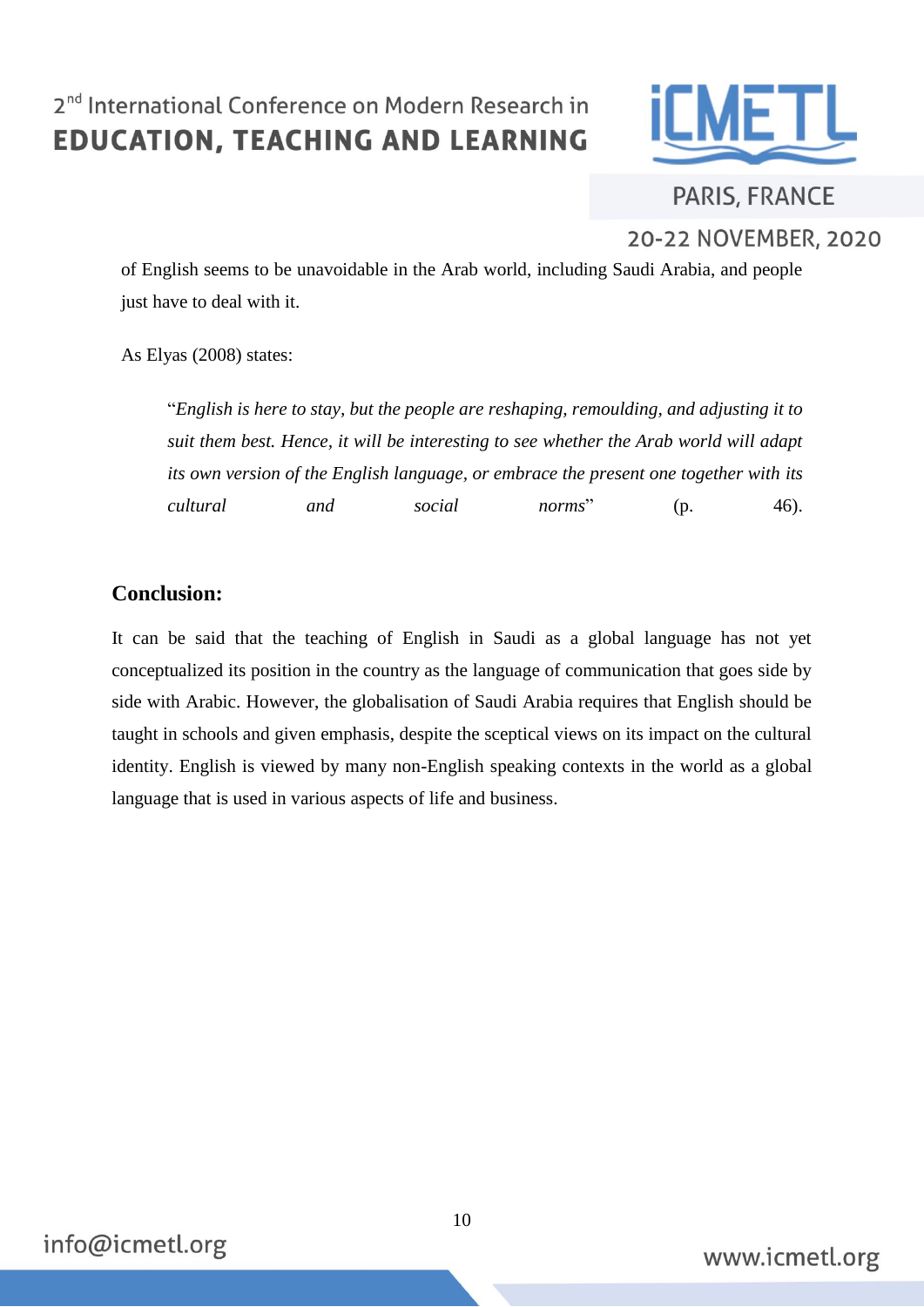of English seems to be unavoidable in the Arab world, including Saudi Arabia, and people just have to deal with it.

As Elyas (2008) states:

> "*English is here to stay, but the people are reshaping, remoulding, and adjusting it to suit them best. Hence, it will be interesting to see whether the Arab world will adapt its own version of the English language, or embrace the present one together with its cultural and social norms*" (p. 46).

## Conclusion:

It can be said that the teaching of English in Saudi as a global language has not yet conceptualized its position in the country as the language of communication that goes side by side with Arabic. However, the globalisation of Saudi Arabia requires that English should be taught in schools and given emphasis, despite the sceptical views on its impact on the cultural identity. English is viewed by many non-English speaking contexts in the world as a global language that is used in various aspects of life and business.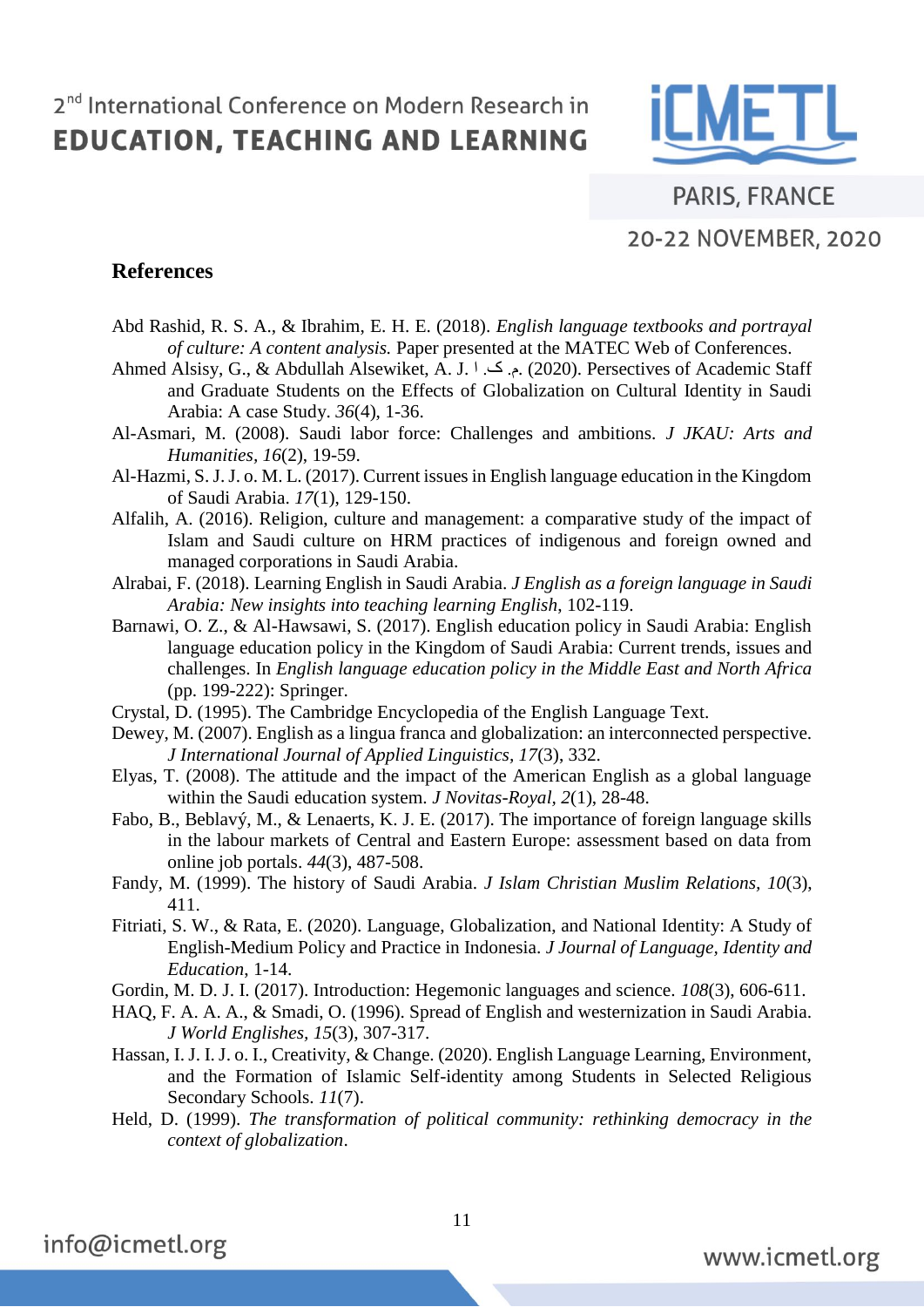## References

Abd Rashid, R. S. A., & Ibrahim, E. H. E. (2018). *English language textbooks and portrayal of culture: A content analysis.* Paper presented at the MATEC Web of Conferences.

Ahmed Alsisy, G., & Abdullah Alsewiket, A. J. ا .ک .م. (2020). Persectives of Academic Staff and Graduate Students on the Effects of Globalization on Cultural Identity in Saudi Arabia: A case Study. *36*(4), 1-36.

Al-Asmari, M. (2008). Saudi labor force: Challenges and ambitions. *J JKAU: Arts and Humanities, 16*(2), 19-59.

Al-Hazmi, S. J. J. o. M. L. (2017). Current issues in English language education in the Kingdom of Saudi Arabia. *17*(1), 129-150.

Alfalih, A. (2016). Religion, culture and management: a comparative study of the impact of Islam and Saudi culture on HRM practices of indigenous and foreign owned and managed corporations in Saudi Arabia.

Alrabai, F. (2018). Learning English in Saudi Arabia. *J English as a foreign language in Saudi Arabia: New insights into teaching learning English*, 102-119.

Barnawi, O. Z., & Al-Hawsawi, S. (2017). English education policy in Saudi Arabia: English language education policy in the Kingdom of Saudi Arabia: Current trends, issues and challenges. In *English language education policy in the Middle East and North Africa* (pp. 199-222): Springer.

Crystal, D. (1995). The Cambridge Encyclopedia of the English Language Text.

Dewey, M. (2007). English as a lingua franca and globalization: an interconnected perspective. *J International Journal of Applied Linguistics, 17*(3), 332.

Elyas, T. (2008). The attitude and the impact of the American English as a global language within the Saudi education system. *J Novitas-Royal, 2*(1), 28-48.

Fabo, B., Beblavý, M., & Lenaerts, K. J. E. (2017). The importance of foreign language skills in the labour markets of Central and Eastern Europe: assessment based on data from online job portals. *44*(3), 487-508.

Fandy, M. (1999). The history of Saudi Arabia. *J Islam Christian Muslim Relations, 10*(3), 411.

Fitriati, S. W., & Rata, E. (2020). Language, Globalization, and National Identity: A Study of English-Medium Policy and Practice in Indonesia. *J Journal of Language, Identity and Education*, 1-14.

Gordin, M. D. J. I. (2017). Introduction: Hegemonic languages and science. *108*(3), 606-611.

HAQ, F. A. A. A., & Smadi, O. (1996). Spread of English and westernization in Saudi Arabia. *J World Englishes, 15*(3), 307-317.

Hassan, I. J. I. J. o. I., Creativity, & Change. (2020). English Language Learning, Environment, and the Formation of Islamic Self-identity among Students in Selected Religious Secondary Schools. *11*(7).

Held, D. (1999). *The transformation of political community: rethinking democracy in the context of globalization*.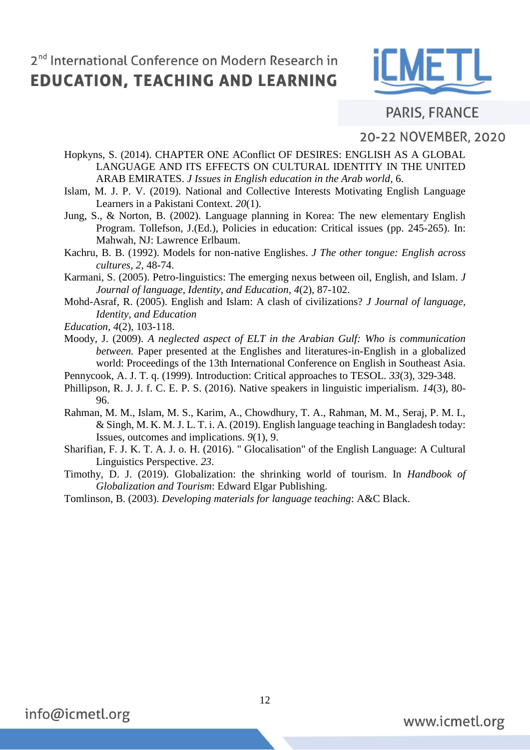Hopkyns, S. (2014). CHAPTER ONE AConflict OF DESIRES: ENGLISH AS A GLOBAL LANGUAGE AND ITS EFFECTS ON CULTURAL IDENTITY IN THE UNITED ARAB EMIRATES. *J Issues in English education in the Arab world*, 6.

Islam, M. J. P. V. (2019). National and Collective Interests Motivating English Language Learners in a Pakistani Context. *20*(1).

Jung, S., & Norton, B. (2002). Language planning in Korea: The new elementary English Program. Tollefson, J.(Ed.), Policies in education: Critical issues (pp. 245-265). In: Mahwah, NJ: Lawrence Erlbaum.

Kachru, B. B. (1992). Models for non-native Englishes. *J The other tongue: English across cultures, 2*, 48-74.

Karmani, S. (2005). Petro-linguistics: The emerging nexus between oil, English, and Islam. *J Journal of language, Identity, and Education*, *4*(2), 87-102.

Mohd-Asraf, R. (2005). English and Islam: A clash of civilizations? *J Journal of language, Identity, and Education*

*Education*, *4*(2), 103-118.

Moody, J. (2009). *A neglected aspect of ELT in the Arabian Gulf: Who is communication between.* Paper presented at the Englishes and literatures-in-English in a globalized world: Proceedings of the 13th International Conference on English in Southeast Asia.

Pennycook, A. J. T. q. (1999). Introduction: Critical approaches to TESOL. *33*(3), 329-348.

Phillipson, R. J. J. f. C. E. P. S. (2016). Native speakers in linguistic imperialism. *14*(3), 80-96.

Rahman, M. M., Islam, M. S., Karim, A., Chowdhury, T. A., Rahman, M. M., Seraj, P. M. I., & Singh, M. K. M. J. L. T. i. A. (2019). English language teaching in Bangladesh today: Issues, outcomes and implications. *9*(1), 9.

Sharifian, F. J. K. T. A. J. o. H. (2016). " Glocalisation" of the English Language: A Cultural Linguistics Perspective. *23*.

Timothy, D. J. (2019). Globalization: the shrinking world of tourism. In *Handbook of Globalization and Tourism*: Edward Elgar Publishing.

Tomlinson, B. (2003). *Developing materials for language teaching*: A&C Black.